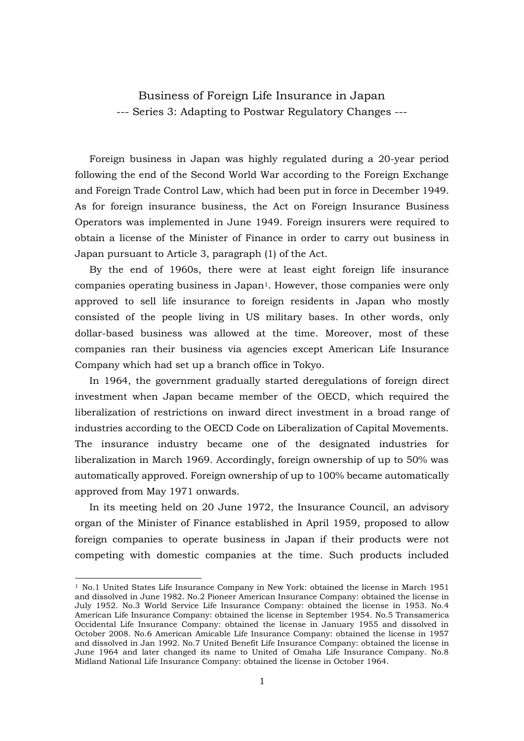# Business of Foreign Life Insurance in Japan

## --- Series 3: Adapting to Postwar Regulatory Changes ---

Foreign business in Japan was highly regulated during a 20-year period following the end of the Second World War according to the Foreign Exchange and Foreign Trade Control Law, which had been put in force in December 1949. As for foreign insurance business, the Act on Foreign Insurance Business Operators was implemented in June 1949. Foreign insurers were required to obtain a license of the Minister of Finance in order to carry out business in Japan pursuant to Article 3, paragraph (1) of the Act.

By the end of 1960s, there were at least eight foreign life insurance companies operating business in Japan[1]. However, those companies were only approved to sell life insurance to foreign residents in Japan who mostly consisted of the people living in US military bases. In other words, only dollar-based business was allowed at the time. Moreover, most of these companies ran their business via agencies except American Life Insurance Company which had set up a branch office in Tokyo.

In 1964, the government gradually started deregulations of foreign direct investment when Japan became member of the OECD, which required the liberalization of restrictions on inward direct investment in a broad range of industries according to the OECD Code on Liberalization of Capital Movements. The insurance industry became one of the designated industries for liberalization in March 1969. Accordingly, foreign ownership of up to 50% was automatically approved. Foreign ownership of up to 100% became automatically approved from May 1971 onwards.

In its meeting held on 20 June 1972, the Insurance Council, an advisory organ of the Minister of Finance established in April 1959, proposed to allow foreign companies to operate business in Japan if their products were not competing with domestic companies at the time. Such products included

---

[1] No.1 United States Life Insurance Company in New York: obtained the license in March 1951 and dissolved in June 1982. No.2 Pioneer American Insurance Company: obtained the license in July 1952. No.3 World Service Life Insurance Company: obtained the license in 1953. No.4 American Life Insurance Company: obtained the license in September 1954. No.5 Transamerica Occidental Life Insurance Company: obtained the license in January 1955 and dissolved in October 2008. No.6 American Amicable Life Insurance Company: obtained the license in 1957 and dissolved in Jan 1992. No.7 United Benefit Life Insurance Company: obtained the license in June 1964 and later changed its name to United of Omaha Life Insurance Company. No.8 Midland National Life Insurance Company: obtained the license in October 1964.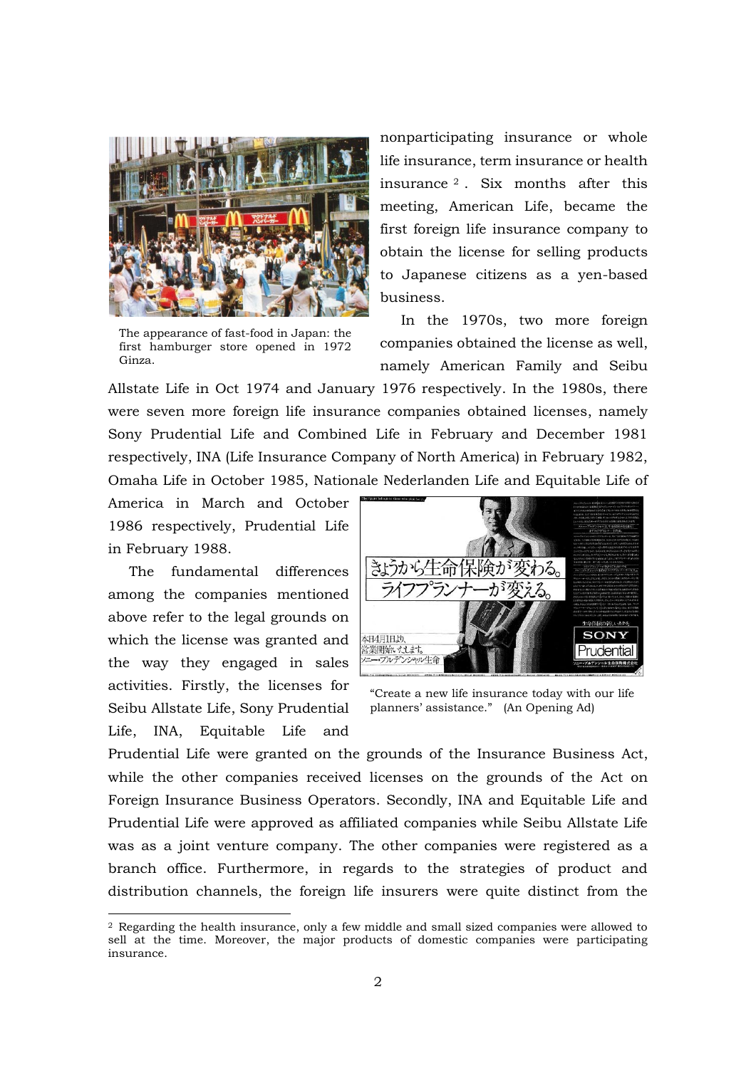nonparticipating insurance or whole life insurance, term insurance or health insurance [2]. Six months after this meeting, American Life, became the first foreign life insurance company to obtain the license for selling products to Japanese citizens as a yen-based business.

The appearance of fast-food in Japan: the first hamburger store opened in 1972 Ginza.

In the 1970s, two more foreign companies obtained the license as well, namely American Family and Seibu Allstate Life in Oct 1974 and January 1976 respectively. In the 1980s, there were seven more foreign life insurance companies obtained licenses, namely Sony Prudential Life and Combined Life in February and December 1981 respectively, INA (Life Insurance Company of North America) in February 1982, Omaha Life in October 1985, Nationale Nederlanden Life and Equitable Life of America in March and October 1986 respectively, Prudential Life in February 1988.

"Create a new life insurance today with our life planners' assistance." (An Opening Ad)

The fundamental differences among the companies mentioned above refer to the legal grounds on which the license was granted and the way they engaged in sales activities. Firstly, the licenses for Seibu Allstate Life, Sony Prudential Life, INA, Equitable Life and Prudential Life were granted on the grounds of the Insurance Business Act, while the other companies received licenses on the grounds of the Act on Foreign Insurance Business Operators. Secondly, INA and Equitable Life and Prudential Life were approved as affiliated companies while Seibu Allstate Life was as a joint venture company. The other companies were registered as a branch office. Furthermore, in regards to the strategies of product and distribution channels, the foreign life insurers were quite distinct from the

---

[2] Regarding the health insurance, only a few middle and small sized companies were allowed to sell at the time. Moreover, the major products of domestic companies were participating insurance.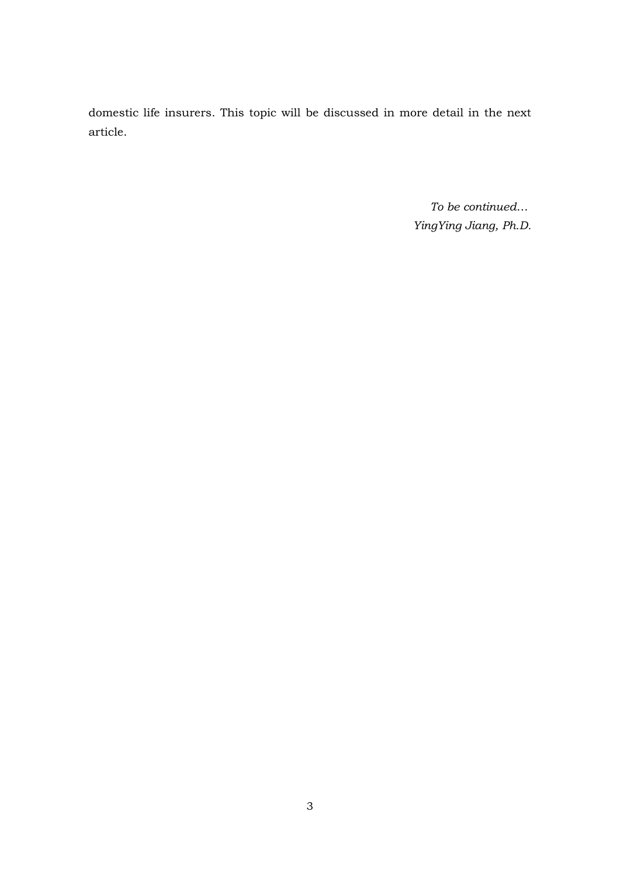domestic life insurers. This topic will be discussed in more detail in the next article.

*To be continued…*
*YingYing Jiang, Ph.D.*